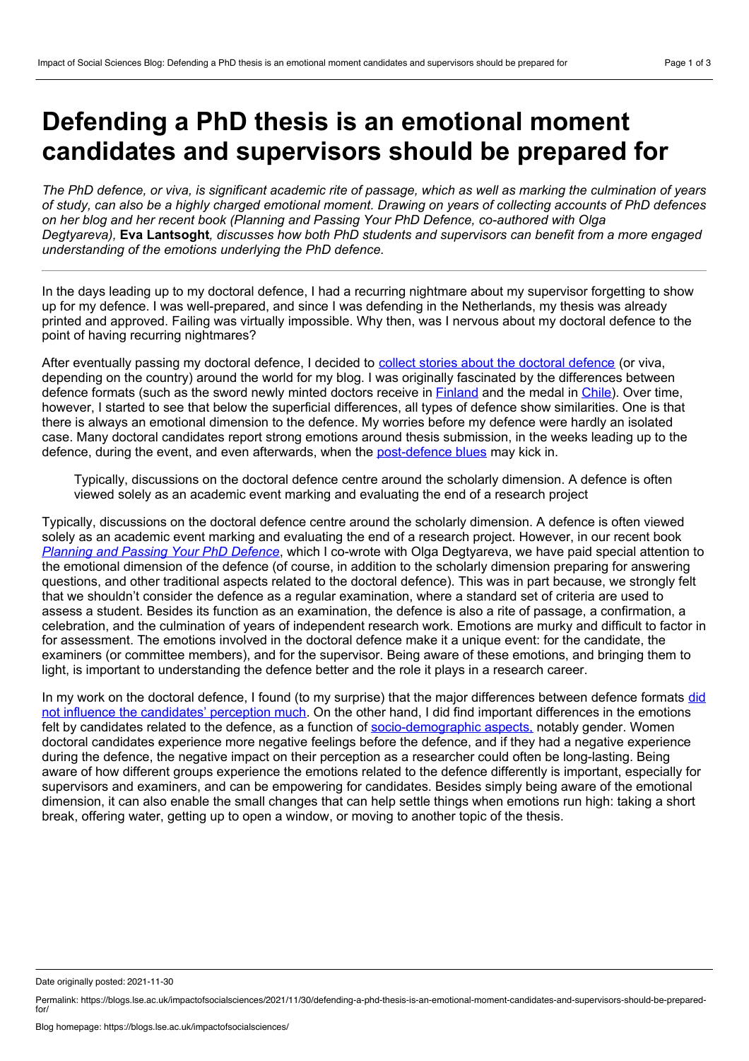# Defending a PhD thesis is an emotional moment candidates and supervisors should be prepared for

*The PhD defence, or viva, is significant academic rite of passage, which as well as marking the culmination of years of study, can also be a highly charged emotional moment. Drawing on years of collecting accounts of PhD defences on her blog and her recent book (Planning and Passing Your PhD Defence, co-authored with Olga Degtyareva),* **Eva Lantsoght***, discusses how both PhD students and supervisors can benefit from a more engaged understanding of the emotions underlying the PhD defence.*

---

In the days leading up to my doctoral defence, I had a recurring nightmare about my supervisor forgetting to show up for my defence. I was well-prepared, and since I was defending in the Netherlands, my thesis was already printed and approved. Failing was virtually impossible. Why then, was I nervous about my doctoral defence to the point of having recurring nightmares?

After eventually passing my doctoral defence, I decided to collect stories about the doctoral defence (or viva, depending on the country) around the world for my blog. I was originally fascinated by the differences between defence formats (such as the sword newly minted doctors receive in Finland and the medal in Chile). Over time, however, I started to see that below the superficial differences, all types of defence show similarities. One is that there is always an emotional dimension to the defence. My worries before my defence were hardly an isolated case. Many doctoral candidates report strong emotions around thesis submission, in the weeks leading up to the defence, during the event, and even afterwards, when the post-defence blues may kick in.

> Typically, discussions on the doctoral defence centre around the scholarly dimension. A defence is often viewed solely as an academic event marking and evaluating the end of a research project

Typically, discussions on the doctoral defence centre around the scholarly dimension. A defence is often viewed solely as an academic event marking and evaluating the end of a research project. However, in our recent book *Planning and Passing Your PhD Defence*, which I co-wrote with Olga Degtyareva, we have paid special attention to the emotional dimension of the defence (of course, in addition to the scholarly dimension preparing for answering questions, and other traditional aspects related to the doctoral defence). This was in part because, we strongly felt that we shouldn't consider the defence as a regular examination, where a standard set of criteria are used to assess a student. Besides its function as an examination, the defence is also a rite of passage, a confirmation, a celebration, and the culmination of years of independent research work. Emotions are murky and difficult to factor in for assessment. The emotions involved in the doctoral defence make it a unique event: for the candidate, the examiners (or committee members), and for the supervisor. Being aware of these emotions, and bringing them to light, is important to understanding the defence better and the role it plays in a research career.

In my work on the doctoral defence, I found (to my surprise) that the major differences between defence formats did not influence the candidates' perception much. On the other hand, I did find important differences in the emotions felt by candidates related to the defence, as a function of socio-demographic aspects, notably gender. Women doctoral candidates experience more negative feelings before the defence, and if they had a negative experience during the defence, the negative impact on their perception as a researcher could often be long-lasting. Being aware of how different groups experience the emotions related to the defence differently is important, especially for supervisors and examiners, and can be empowering for candidates. Besides simply being aware of the emotional dimension, it can also enable the small changes that can help settle things when emotions run high: taking a short break, offering water, getting up to open a window, or moving to another topic of the thesis.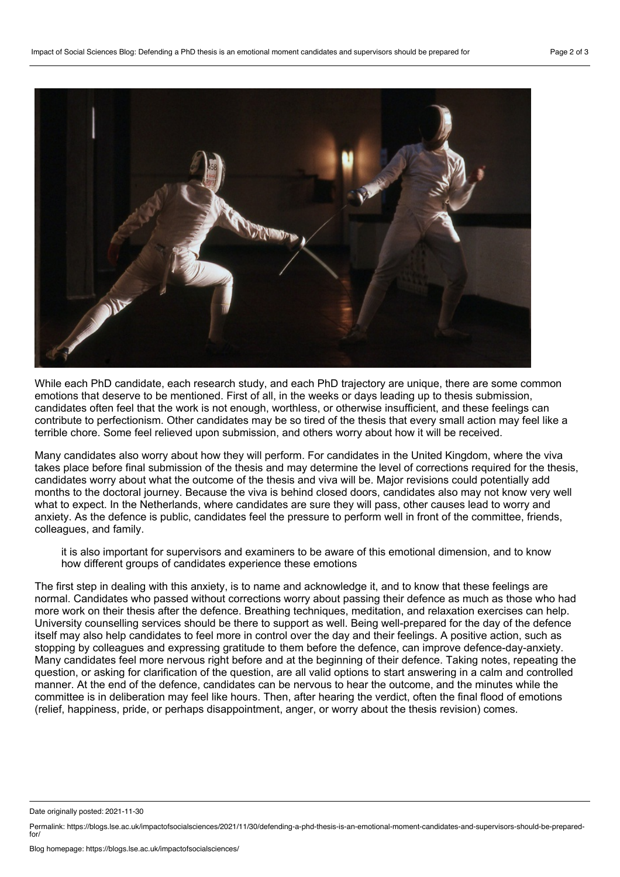While each PhD candidate, each research study, and each PhD trajectory are unique, there are some common emotions that deserve to be mentioned. First of all, in the weeks or days leading up to thesis submission, candidates often feel that the work is not enough, worthless, or otherwise insufficient, and these feelings can contribute to perfectionism. Other candidates may be so tired of the thesis that every small action may feel like a terrible chore. Some feel relieved upon submission, and others worry about how it will be received.

Many candidates also worry about how they will perform. For candidates in the United Kingdom, where the viva takes place before final submission of the thesis and may determine the level of corrections required for the thesis, candidates worry about what the outcome of the thesis and viva will be. Major revisions could potentially add months to the doctoral journey. Because the viva is behind closed doors, candidates also may not know very well what to expect. In the Netherlands, where candidates are sure they will pass, other causes lead to worry and anxiety. As the defence is public, candidates feel the pressure to perform well in front of the committee, friends, colleagues, and family.

> it is also important for supervisors and examiners to be aware of this emotional dimension, and to know how different groups of candidates experience these emotions

The first step in dealing with this anxiety, is to name and acknowledge it, and to know that these feelings are normal. Candidates who passed without corrections worry about passing their defence as much as those who had more work on their thesis after the defence. Breathing techniques, meditation, and relaxation exercises can help. University counselling services should be there to support as well. Being well-prepared for the day of the defence itself may also help candidates to feel more in control over the day and their feelings. A positive action, such as stopping by colleagues and expressing gratitude to them before the defence, can improve defence-day-anxiety. Many candidates feel more nervous right before and at the beginning of their defence. Taking notes, repeating the question, or asking for clarification of the question, are all valid options to start answering in a calm and controlled manner. At the end of the defence, candidates can be nervous to hear the outcome, and the minutes while the committee is in deliberation may feel like hours. Then, after hearing the verdict, often the final flood of emotions (relief, happiness, pride, or perhaps disappointment, anger, or worry about the thesis revision) comes.

Date originally posted: 2021-11-30

Permalink: https://blogs.lse.ac.uk/impactofsocialsciences/2021/11/30/defending-a-phd-thesis-is-an-emotional-moment-candidates-and-supervisors-should-be-prepared-for/

Blog homepage: https://blogs.lse.ac.uk/impactofsocialsciences/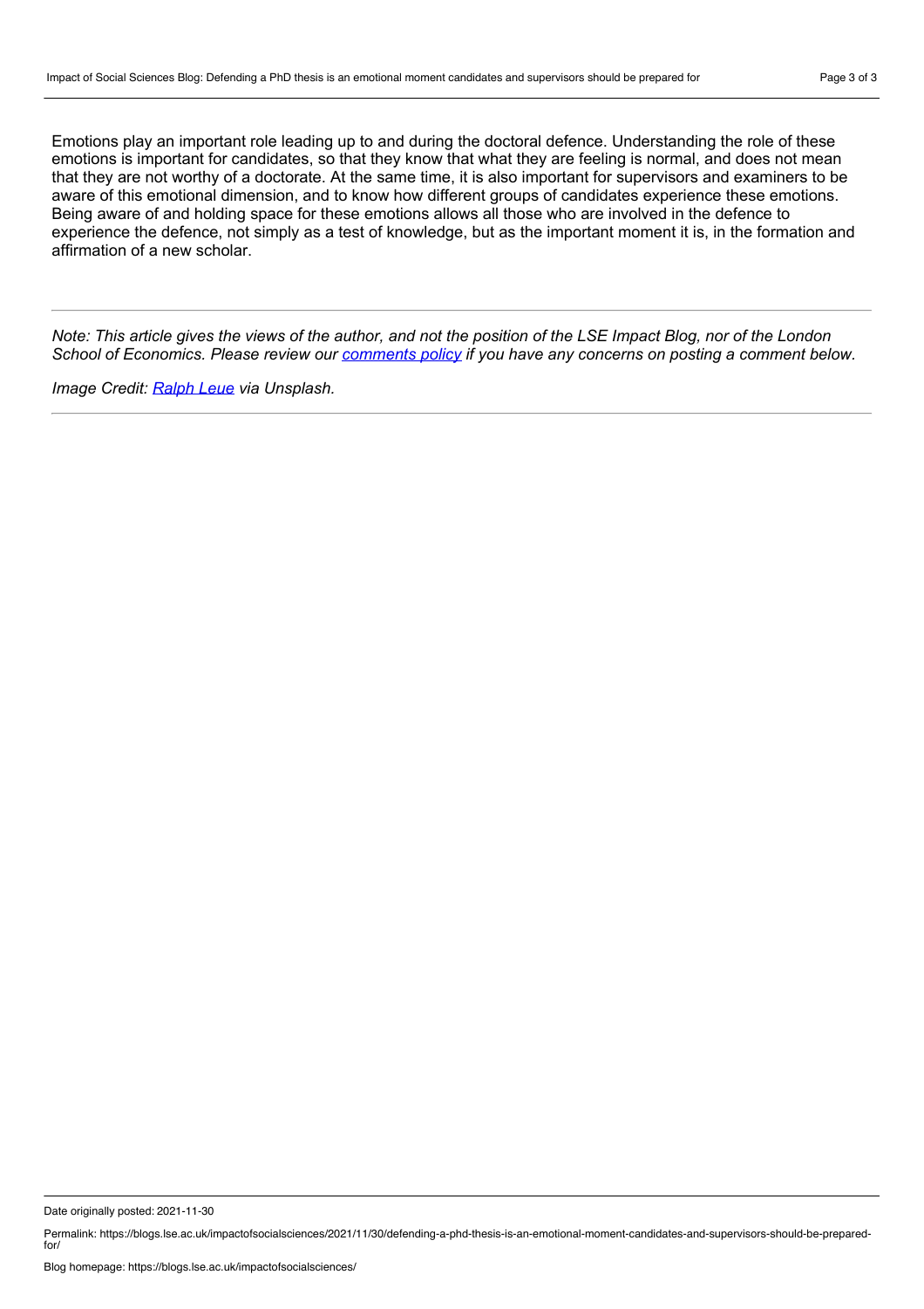Emotions play an important role leading up to and during the doctoral defence. Understanding the role of these emotions is important for candidates, so that they know that what they are feeling is normal, and does not mean that they are not worthy of a doctorate. At the same time, it is also important for supervisors and examiners to be aware of this emotional dimension, and to know how different groups of candidates experience these emotions. Being aware of and holding space for these emotions allows all those who are involved in the defence to experience the defence, not simply as a test of knowledge, but as the important moment it is, in the formation and affirmation of a new scholar.

---

*Note: This article gives the views of the author, and not the position of the LSE Impact Blog, nor of the London School of Economics. Please review our [comments policy](#) if you have any concerns on posting a comment below.*

*Image Credit: [Ralph Leue](#) via Unsplash.*

---

Date originally posted: 2021-11-30

Permalink: https://blogs.lse.ac.uk/impactofsocialsciences/2021/11/30/defending-a-phd-thesis-is-an-emotional-moment-candidates-and-supervisors-should-be-prepared-for/

Blog homepage: https://blogs.lse.ac.uk/impactofsocialsciences/